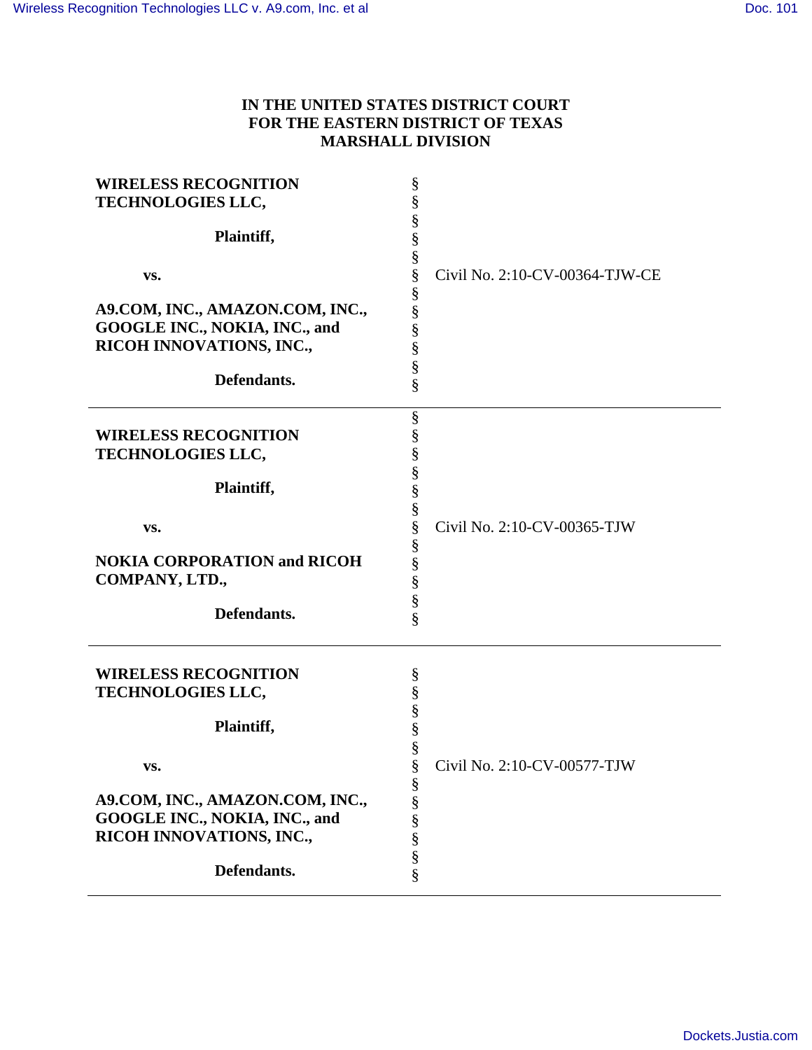**IN THE UNITED STATES DISTRICT COURT**
**FOR THE EASTERN DISTRICT OF TEXAS**
**MARSHALL DIVISION**

| | | |
|---|---|---|
| **WIRELESS RECOGNITION TECHNOLOGIES LLC,**<br><br>**Plaintiff,**<br><br>**vs.**<br><br>**A9.COM, INC., AMAZON.COM, INC., GOOGLE INC., NOKIA, INC., and RICOH INNOVATIONS, INC.,**<br><br>**Defendants.** | §<br>§<br>§<br>§<br>§<br>§<br>§<br>§<br>§<br>§<br>§<br>§ | Civil No. 2:10-CV-00364-TJW-CE |
| **WIRELESS RECOGNITION TECHNOLOGIES LLC,**<br><br>**Plaintiff,**<br><br>**vs.**<br><br>**NOKIA CORPORATION and RICOH COMPANY, LTD.,**<br><br>**Defendants.** | §<br>§<br>§<br>§<br>§<br>§<br>§<br>§<br>§<br>§<br>§<br>§ | Civil No. 2:10-CV-00365-TJW |
| **WIRELESS RECOGNITION TECHNOLOGIES LLC,**<br><br>**Plaintiff,**<br><br>**vs.**<br><br>**A9.COM, INC., AMAZON.COM, INC., GOOGLE INC., NOKIA, INC., and RICOH INNOVATIONS, INC.,**<br><br>**Defendants.** | §<br>§<br>§<br>§<br>§<br>§<br>§<br>§<br>§<br>§<br>§<br>§ | Civil No. 2:10-CV-00577-TJW |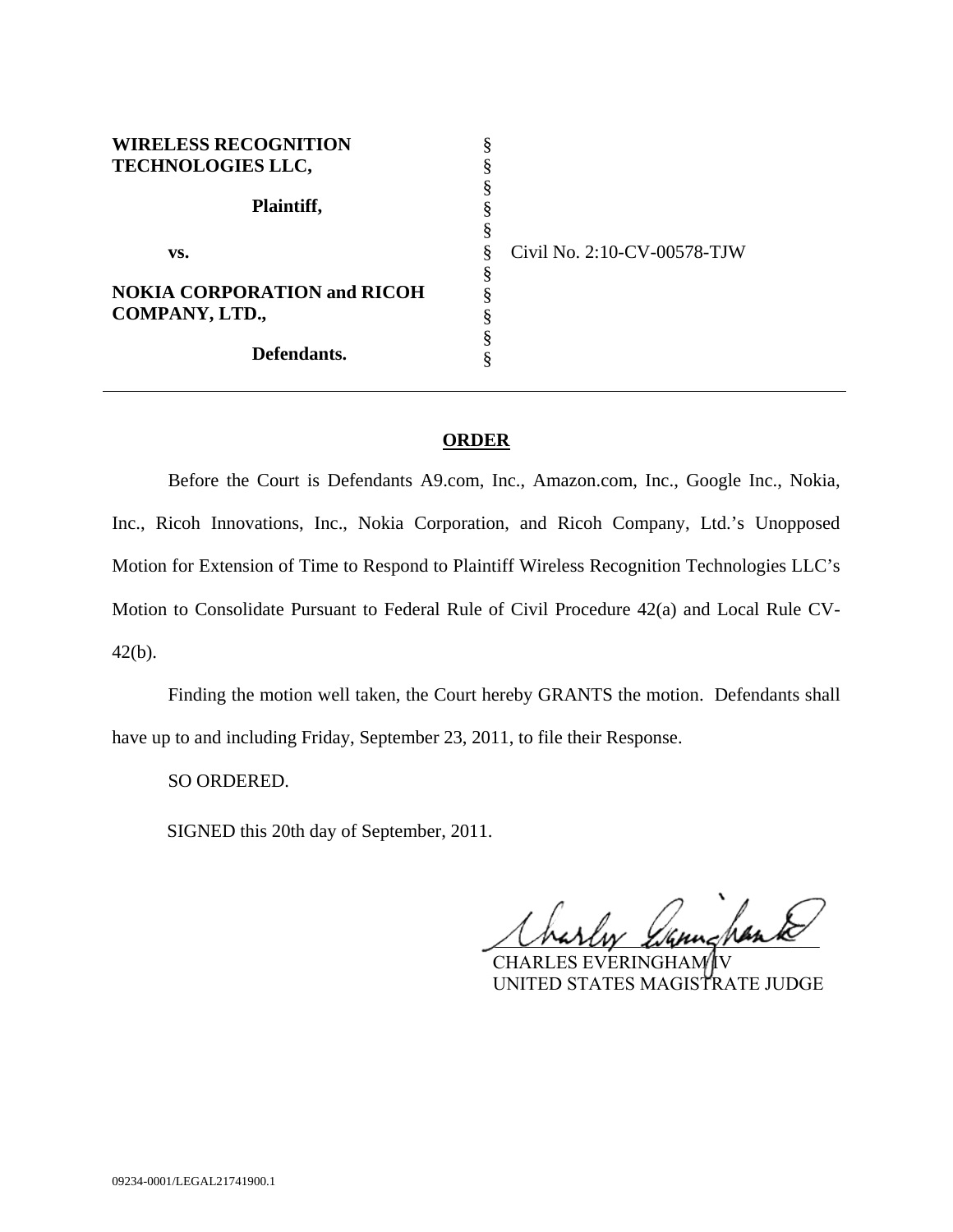| | | |
|---|---|---|
| **WIRELESS RECOGNITION TECHNOLOGIES LLC,** | § | |
| **Plaintiff,** | § | |
| **vs.** | § | Civil No. 2:10-CV-00578-TJW |
| **NOKIA CORPORATION and RICOH COMPANY, LTD.,** | § | |
| **Defendants.** | § | |

## ORDER

Before the Court is Defendants A9.com, Inc., Amazon.com, Inc., Google Inc., Nokia, Inc., Ricoh Innovations, Inc., Nokia Corporation, and Ricoh Company, Ltd.'s Unopposed Motion for Extension of Time to Respond to Plaintiff Wireless Recognition Technologies LLC's Motion to Consolidate Pursuant to Federal Rule of Civil Procedure 42(a) and Local Rule CV-42(b).

Finding the motion well taken, the Court hereby GRANTS the motion. Defendants shall have up to and including Friday, September 23, 2011, to file their Response.

SO ORDERED.

SIGNED this 20th day of September, 2011.

CHARLES EVERINGHAM IV
UNITED STATES MAGISTRATE JUDGE

09234-0001/LEGAL21741900.1